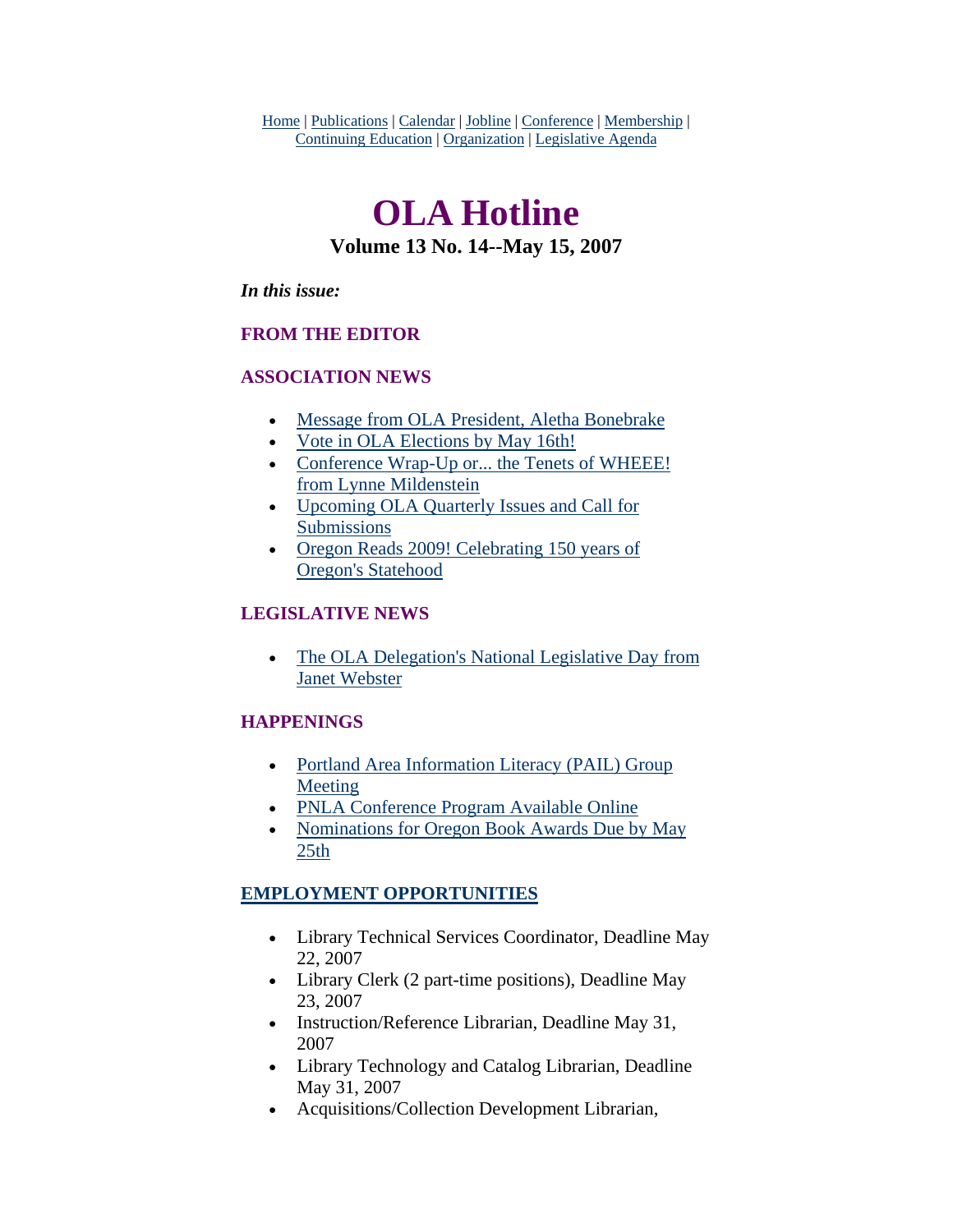Home | Publications | Calendar | Jobline | Conference | Membership | Continuing Education | Organization | Legislative Agenda

# OLA Hotline

### Volume 13 No. 14--May 15, 2007

***In this issue:***

### FROM THE EDITOR

### ASSOCIATION NEWS

- Message from OLA President, Aletha Bonebrake
- Vote in OLA Elections by May 16th!
- Conference Wrap-Up or... the Tenets of WHEEE! from Lynne Mildenstein
- Upcoming OLA Quarterly Issues and Call for Submissions
- Oregon Reads 2009! Celebrating 150 years of Oregon's Statehood

### LEGISLATIVE NEWS

- The OLA Delegation's National Legislative Day from Janet Webster

### HAPPENINGS

- Portland Area Information Literacy (PAIL) Group Meeting
- PNLA Conference Program Available Online
- Nominations for Oregon Book Awards Due by May 25th

### EMPLOYMENT OPPORTUNITIES

- Library Technical Services Coordinator, Deadline May 22, 2007
- Library Clerk (2 part-time positions), Deadline May 23, 2007
- Instruction/Reference Librarian, Deadline May 31, 2007
- Library Technology and Catalog Librarian, Deadline May 31, 2007
- Acquisitions/Collection Development Librarian,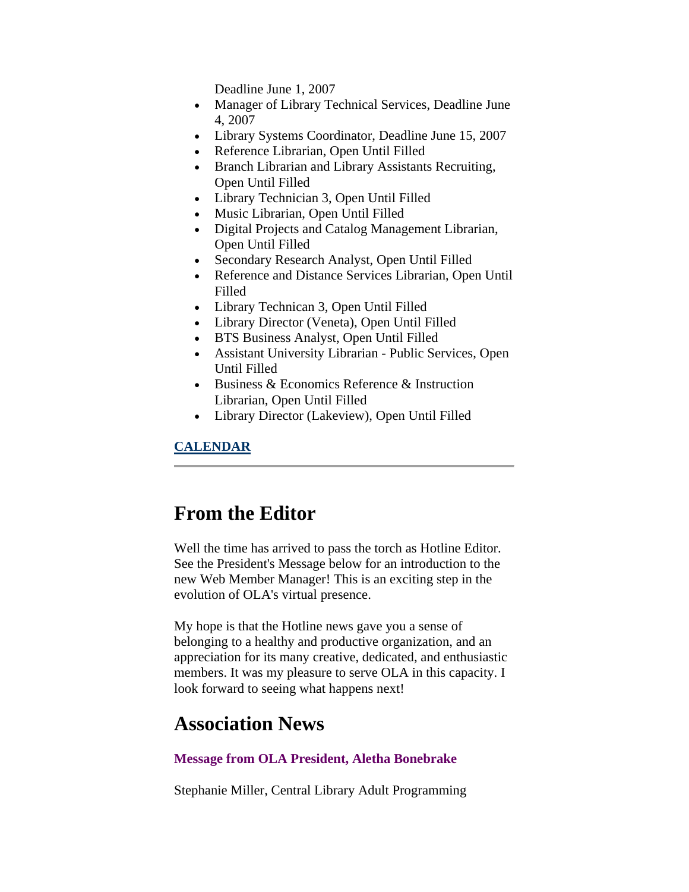Deadline June 1, 2007

- Manager of Library Technical Services, Deadline June 4, 2007
- Library Systems Coordinator, Deadline June 15, 2007
- Reference Librarian, Open Until Filled
- Branch Librarian and Library Assistants Recruiting, Open Until Filled
- Library Technician 3, Open Until Filled
- Music Librarian, Open Until Filled
- Digital Projects and Catalog Management Librarian, Open Until Filled
- Secondary Research Analyst, Open Until Filled
- Reference and Distance Services Librarian, Open Until Filled
- Library Technican 3, Open Until Filled
- Library Director (Veneta), Open Until Filled
- BTS Business Analyst, Open Until Filled
- Assistant University Librarian - Public Services, Open Until Filled
- Business & Economics Reference & Instruction Librarian, Open Until Filled
- Library Director (Lakeview), Open Until Filled

**CALENDAR**

---

# From the Editor

Well the time has arrived to pass the torch as Hotline Editor. See the President's Message below for an introduction to the new Web Member Manager! This is an exciting step in the evolution of OLA's virtual presence.

My hope is that the Hotline news gave you a sense of belonging to a healthy and productive organization, and an appreciation for its many creative, dedicated, and enthusiastic members. It was my pleasure to serve OLA in this capacity. I look forward to seeing what happens next!

# Association News

### Message from OLA President, Aletha Bonebrake

Stephanie Miller, Central Library Adult Programming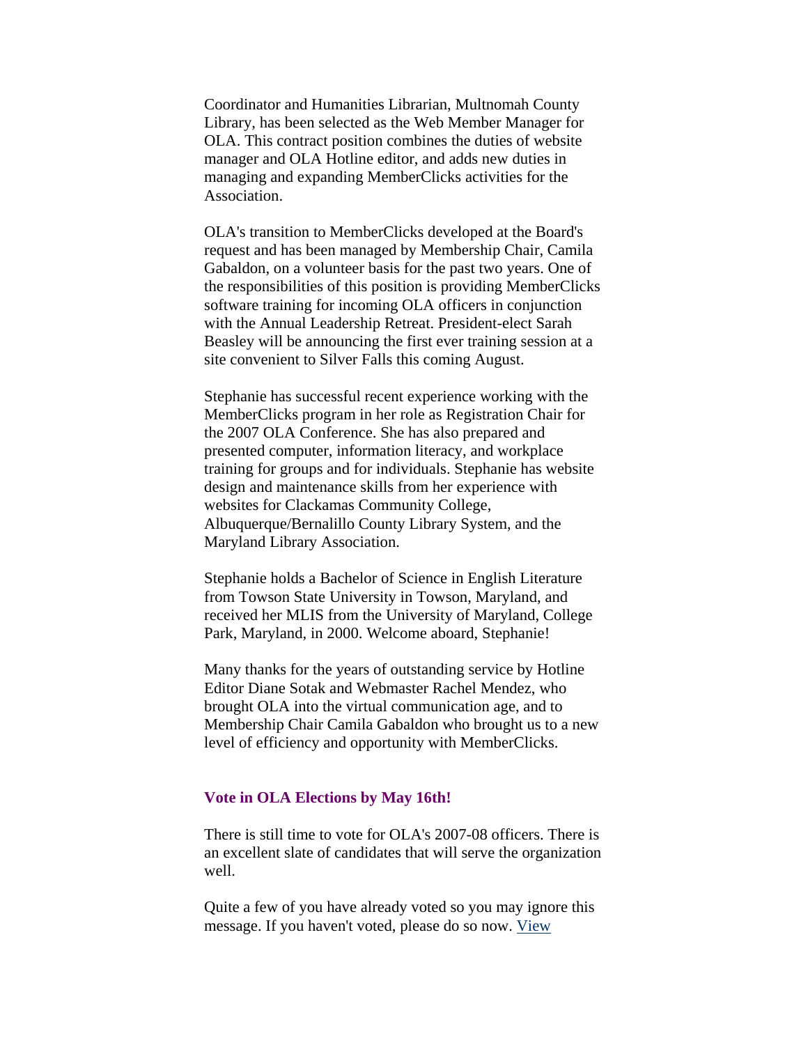Coordinator and Humanities Librarian, Multnomah County Library, has been selected as the Web Member Manager for OLA. This contract position combines the duties of website manager and OLA Hotline editor, and adds new duties in managing and expanding MemberClicks activities for the Association.

OLA's transition to MemberClicks developed at the Board's request and has been managed by Membership Chair, Camila Gabaldon, on a volunteer basis for the past two years. One of the responsibilities of this position is providing MemberClicks software training for incoming OLA officers in conjunction with the Annual Leadership Retreat. President-elect Sarah Beasley will be announcing the first ever training session at a site convenient to Silver Falls this coming August.

Stephanie has successful recent experience working with the MemberClicks program in her role as Registration Chair for the 2007 OLA Conference. She has also prepared and presented computer, information literacy, and workplace training for groups and for individuals. Stephanie has website design and maintenance skills from her experience with websites for Clackamas Community College, Albuquerque/Bernalillo County Library System, and the Maryland Library Association.

Stephanie holds a Bachelor of Science in English Literature from Towson State University in Towson, Maryland, and received her MLIS from the University of Maryland, College Park, Maryland, in 2000. Welcome aboard, Stephanie!

Many thanks for the years of outstanding service by Hotline Editor Diane Sotak and Webmaster Rachel Mendez, who brought OLA into the virtual communication age, and to Membership Chair Camila Gabaldon who brought us to a new level of efficiency and opportunity with MemberClicks.

### Vote in OLA Elections by May 16th!

There is still time to vote for OLA's 2007-08 officers. There is an excellent slate of candidates that will serve the organization well.

Quite a few of you have already voted so you may ignore this message. If you haven't voted, please do so now. View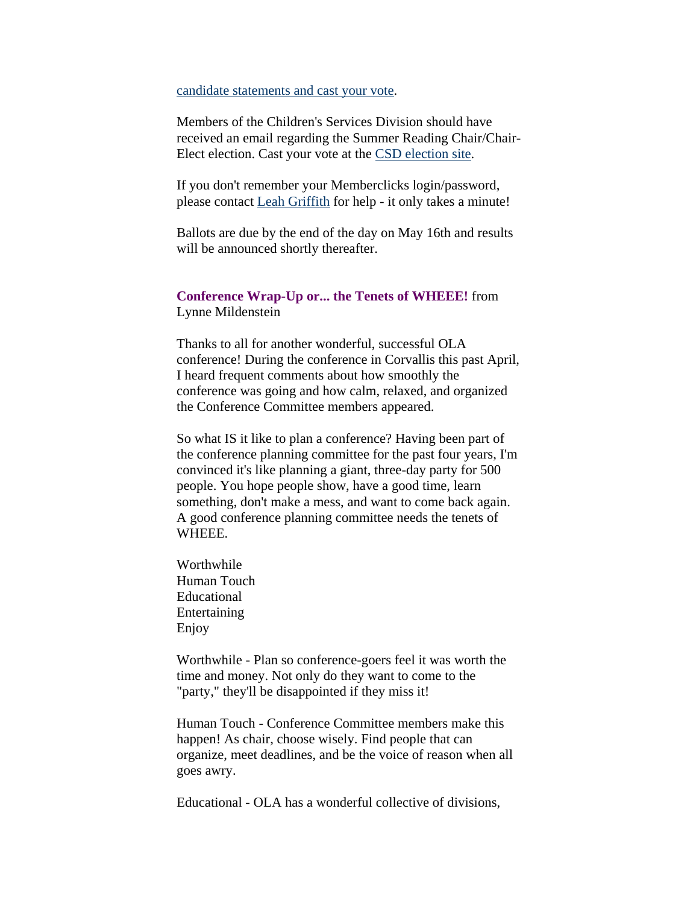candidate statements and cast your vote.

Members of the Children's Services Division should have received an email regarding the Summer Reading Chair/Chair-Elect election. Cast your vote at the CSD election site.

If you don't remember your Memberclicks login/password, please contact Leah Griffith for help - it only takes a minute!

Ballots are due by the end of the day on May 16th and results will be announced shortly thereafter.

**Conference Wrap-Up or... the Tenets of WHEEE!** from Lynne Mildenstein

Thanks to all for another wonderful, successful OLA conference! During the conference in Corvallis this past April, I heard frequent comments about how smoothly the conference was going and how calm, relaxed, and organized the Conference Committee members appeared.

So what IS it like to plan a conference? Having been part of the conference planning committee for the past four years, I'm convinced it's like planning a giant, three-day party for 500 people. You hope people show, have a good time, learn something, don't make a mess, and want to come back again. A good conference planning committee needs the tenets of WHEEE.

Worthwhile  
Human Touch  
Educational  
Entertaining  
Enjoy

Worthwhile - Plan so conference-goers feel it was worth the time and money. Not only do they want to come to the "party," they'll be disappointed if they miss it!

Human Touch - Conference Committee members make this happen! As chair, choose wisely. Find people that can organize, meet deadlines, and be the voice of reason when all goes awry.

Educational - OLA has a wonderful collective of divisions,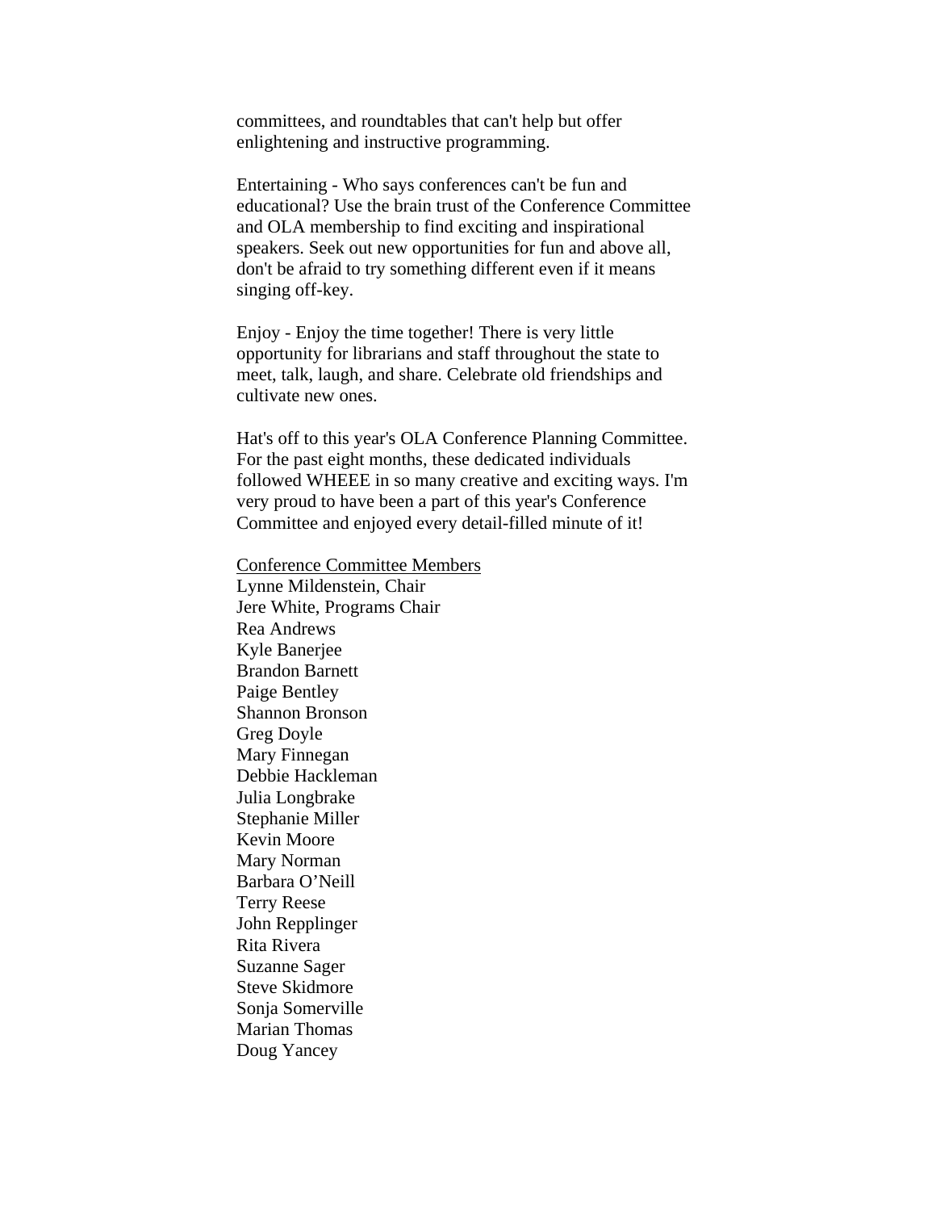committees, and roundtables that can't help but offer enlightening and instructive programming.

Entertaining - Who says conferences can't be fun and educational? Use the brain trust of the Conference Committee and OLA membership to find exciting and inspirational speakers. Seek out new opportunities for fun and above all, don't be afraid to try something different even if it means singing off-key.

Enjoy - Enjoy the time together! There is very little opportunity for librarians and staff throughout the state to meet, talk, laugh, and share. Celebrate old friendships and cultivate new ones.

Hat's off to this year's OLA Conference Planning Committee. For the past eight months, these dedicated individuals followed WHEEE in so many creative and exciting ways. I'm very proud to have been a part of this year's Conference Committee and enjoyed every detail-filled minute of it!

<u>Conference Committee Members</u>

Lynne Mildenstein, Chair  
Jere White, Programs Chair  
Rea Andrews  
Kyle Banerjee  
Brandon Barnett  
Paige Bentley  
Shannon Bronson  
Greg Doyle  
Mary Finnegan  
Debbie Hackleman  
Julia Longbrake  
Stephanie Miller  
Kevin Moore  
Mary Norman  
Barbara O'Neill  
Terry Reese  
John Repplinger  
Rita Rivera  
Suzanne Sager  
Steve Skidmore  
Sonja Somerville  
Marian Thomas  
Doug Yancey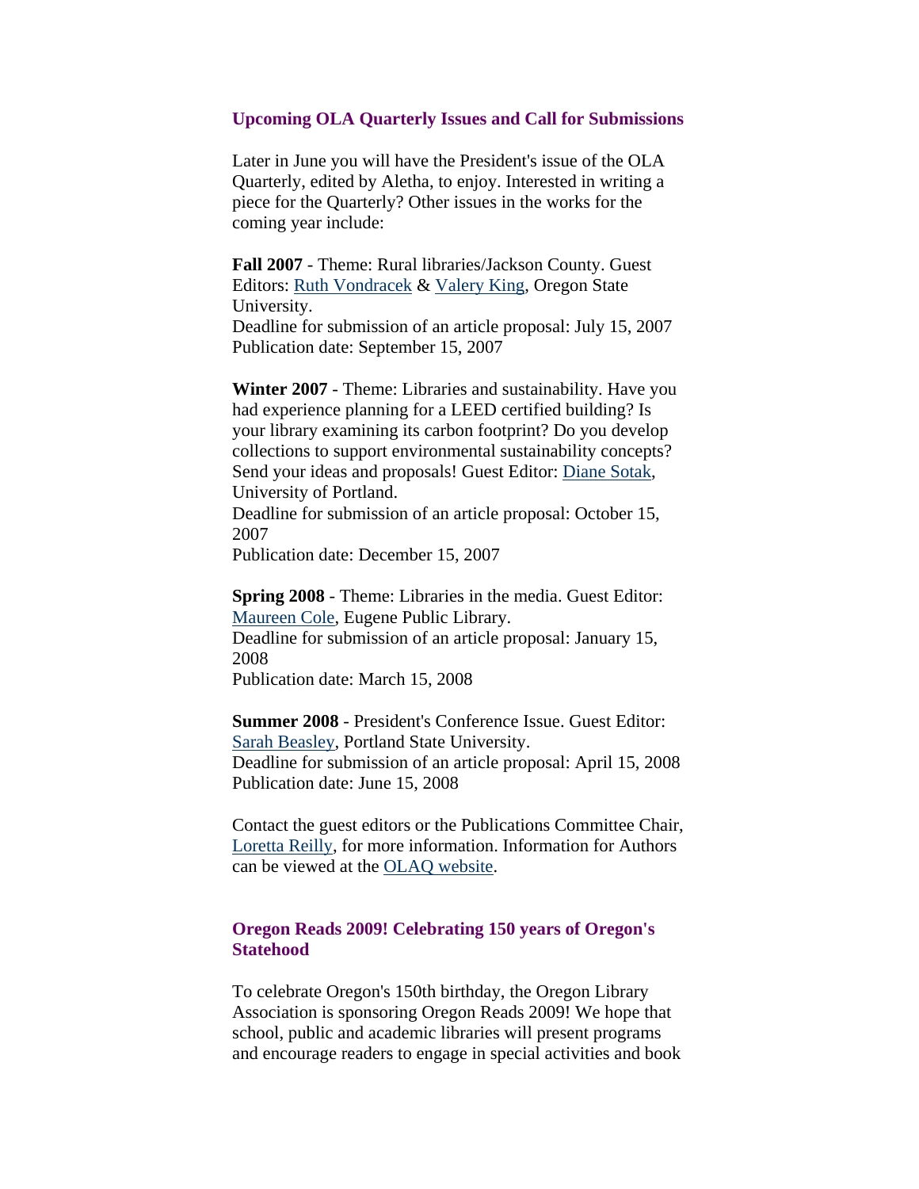## Upcoming OLA Quarterly Issues and Call for Submissions

Later in June you will have the President's issue of the OLA Quarterly, edited by Aletha, to enjoy. Interested in writing a piece for the Quarterly? Other issues in the works for the coming year include:

**Fall 2007** - Theme: Rural libraries/Jackson County. Guest Editors: Ruth Vondracek & Valery King, Oregon State University.
Deadline for submission of an article proposal: July 15, 2007
Publication date: September 15, 2007

**Winter 2007** - Theme: Libraries and sustainability. Have you had experience planning for a LEED certified building? Is your library examining its carbon footprint? Do you develop collections to support environmental sustainability concepts? Send your ideas and proposals! Guest Editor: Diane Sotak, University of Portland.
Deadline for submission of an article proposal: October 15, 2007
Publication date: December 15, 2007

**Spring 2008** - Theme: Libraries in the media. Guest Editor: Maureen Cole, Eugene Public Library.
Deadline for submission of an article proposal: January 15, 2008
Publication date: March 15, 2008

**Summer 2008** - President's Conference Issue. Guest Editor: Sarah Beasley, Portland State University.
Deadline for submission of an article proposal: April 15, 2008
Publication date: June 15, 2008

Contact the guest editors or the Publications Committee Chair, Loretta Reilly, for more information. Information for Authors can be viewed at the OLAQ website.

## Oregon Reads 2009! Celebrating 150 years of Oregon's Statehood

To celebrate Oregon's 150th birthday, the Oregon Library Association is sponsoring Oregon Reads 2009! We hope that school, public and academic libraries will present programs and encourage readers to engage in special activities and book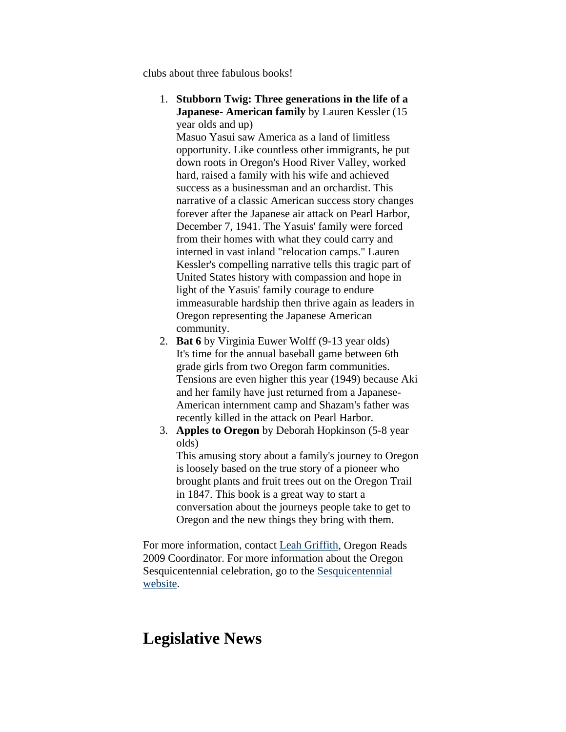clubs about three fabulous books!

1. **Stubborn Twig: Three generations in the life of a Japanese- American family** by Lauren Kessler (15 year olds and up)
   Masuo Yasui saw America as a land of limitless opportunity. Like countless other immigrants, he put down roots in Oregon's Hood River Valley, worked hard, raised a family with his wife and achieved success as a businessman and an orchardist. This narrative of a classic American success story changes forever after the Japanese air attack on Pearl Harbor, December 7, 1941. The Yasuis' family were forced from their homes with what they could carry and interned in vast inland "relocation camps." Lauren Kessler's compelling narrative tells this tragic part of United States history with compassion and hope in light of the Yasuis' family courage to endure immeasurable hardship then thrive again as leaders in Oregon representing the Japanese American community.
2. **Bat 6** by Virginia Euwer Wolff (9-13 year olds)
   It's time for the annual baseball game between 6th grade girls from two Oregon farm communities. Tensions are even higher this year (1949) because Aki and her family have just returned from a Japanese-American internment camp and Shazam's father was recently killed in the attack on Pearl Harbor.
3. **Apples to Oregon** by Deborah Hopkinson (5-8 year olds)
   This amusing story about a family's journey to Oregon is loosely based on the true story of a pioneer who brought plants and fruit trees out on the Oregon Trail in 1847. This book is a great way to start a conversation about the journeys people take to get to Oregon and the new things they bring with them.

For more information, contact Leah Griffith, Oregon Reads 2009 Coordinator. For more information about the Oregon Sesquicentennial celebration, go to the Sesquicentennial website.

# Legislative News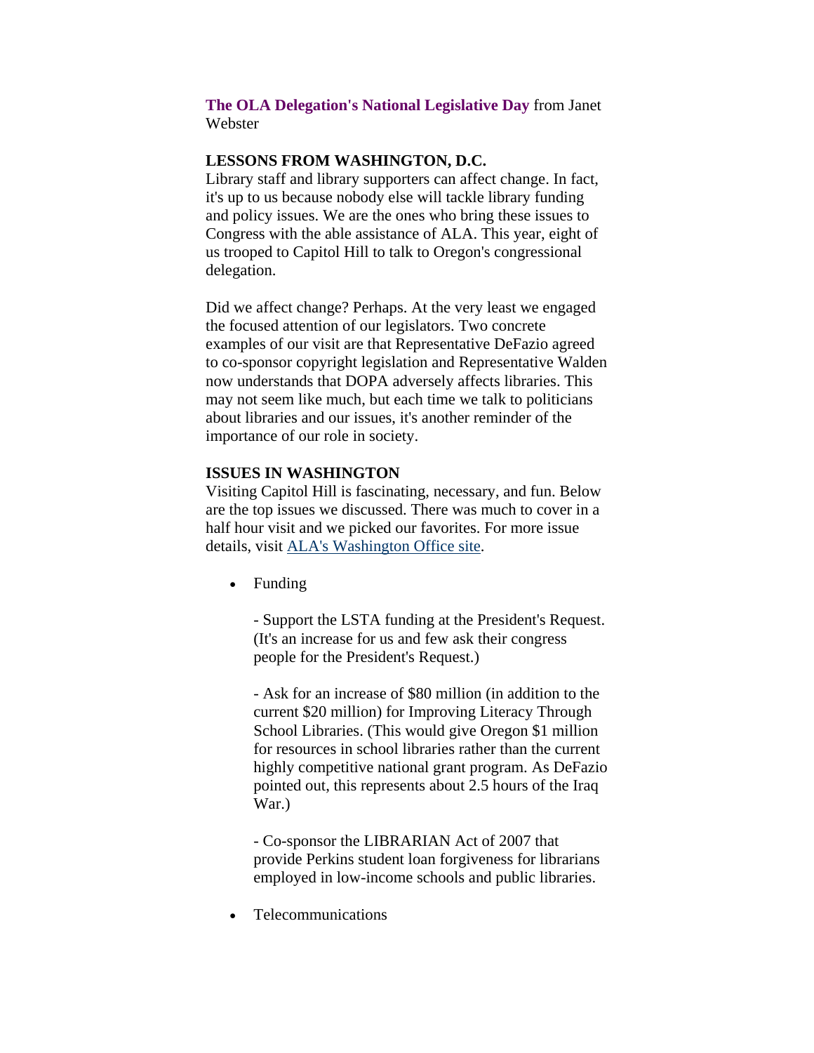**The OLA Delegation's National Legislative Day** from Janet Webster

**LESSONS FROM WASHINGTON, D.C.**
Library staff and library supporters can affect change. In fact, it's up to us because nobody else will tackle library funding and policy issues. We are the ones who bring these issues to Congress with the able assistance of ALA. This year, eight of us trooped to Capitol Hill to talk to Oregon's congressional delegation.

Did we affect change? Perhaps. At the very least we engaged the focused attention of our legislators. Two concrete examples of our visit are that Representative DeFazio agreed to co-sponsor copyright legislation and Representative Walden now understands that DOPA adversely affects libraries. This may not seem like much, but each time we talk to politicians about libraries and our issues, it's another reminder of the importance of our role in society.

**ISSUES IN WASHINGTON**
Visiting Capitol Hill is fascinating, necessary, and fun. Below are the top issues we discussed. There was much to cover in a half hour visit and we picked our favorites. For more issue details, visit [ALA's Washington Office site](ALA's Washington Office site).

- Funding

  - Support the LSTA funding at the President's Request. (It's an increase for us and few ask their congress people for the President's Request.)

  - Ask for an increase of $80 million (in addition to the current $20 million) for Improving Literacy Through School Libraries. (This would give Oregon $1 million for resources in school libraries rather than the current highly competitive national grant program. As DeFazio pointed out, this represents about 2.5 hours of the Iraq War.)

  - Co-sponsor the LIBRARIAN Act of 2007 that provide Perkins student loan forgiveness for librarians employed in low-income schools and public libraries.

- Telecommunications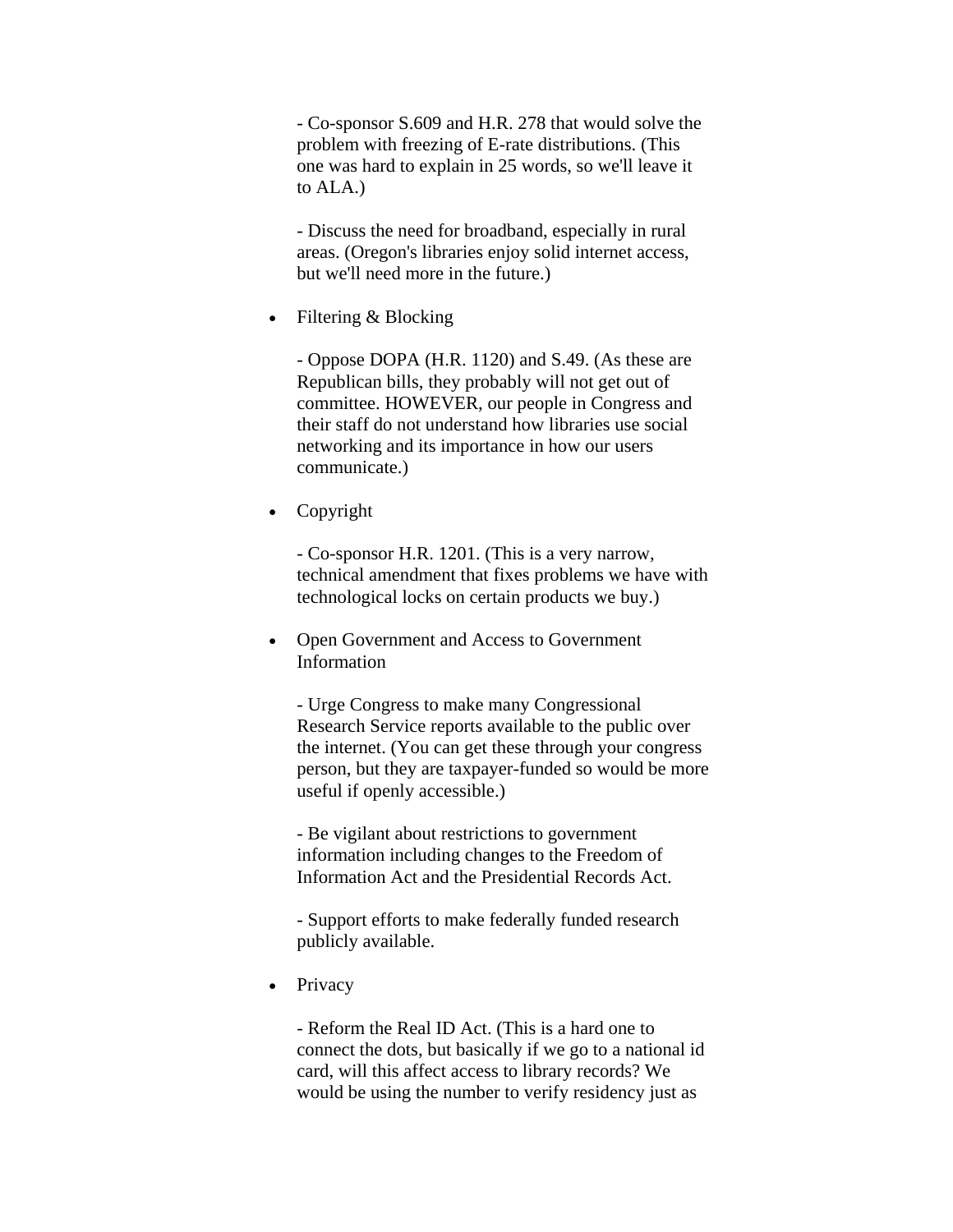- Co-sponsor S.609 and H.R. 278 that would solve the problem with freezing of E-rate distributions. (This one was hard to explain in 25 words, so we'll leave it to ALA.)

- Discuss the need for broadband, especially in rural areas. (Oregon's libraries enjoy solid internet access, but we'll need more in the future.)

- Filtering & Blocking

  - Oppose DOPA (H.R. 1120) and S.49. (As these are Republican bills, they probably will not get out of committee. HOWEVER, our people in Congress and their staff do not understand how libraries use social networking and its importance in how our users communicate.)

- Copyright

  - Co-sponsor H.R. 1201. (This is a very narrow, technical amendment that fixes problems we have with technological locks on certain products we buy.)

- Open Government and Access to Government Information

  - Urge Congress to make many Congressional Research Service reports available to the public over the internet. (You can get these through your congress person, but they are taxpayer-funded so would be more useful if openly accessible.)

  - Be vigilant about restrictions to government information including changes to the Freedom of Information Act and the Presidential Records Act.

  - Support efforts to make federally funded research publicly available.

- Privacy

  - Reform the Real ID Act. (This is a hard one to connect the dots, but basically if we go to a national id card, will this affect access to library records? We would be using the number to verify residency just as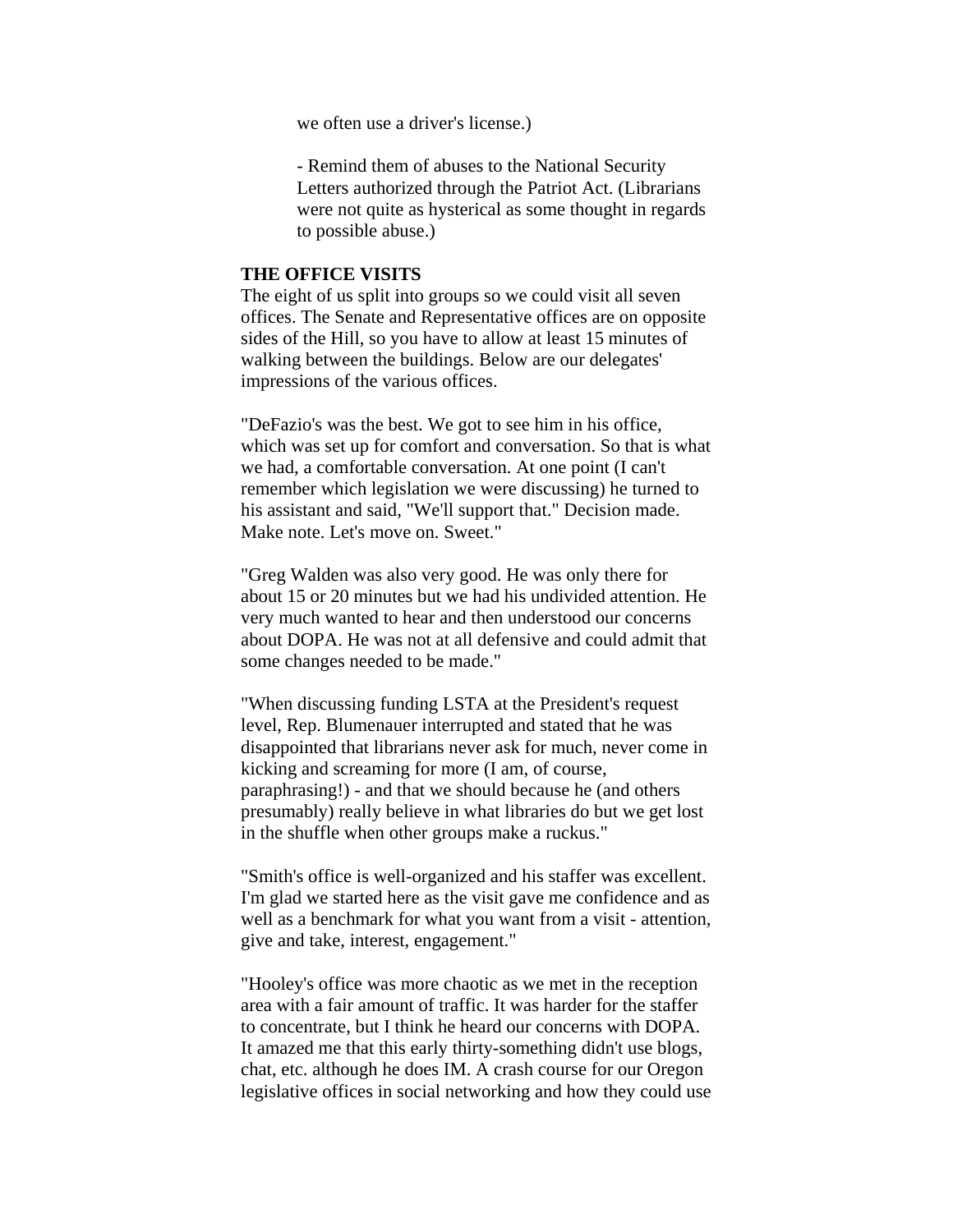we often use a driver's license.)

- Remind them of abuses to the National Security Letters authorized through the Patriot Act. (Librarians were not quite as hysterical as some thought in regards to possible abuse.)

**THE OFFICE VISITS**

The eight of us split into groups so we could visit all seven offices. The Senate and Representative offices are on opposite sides of the Hill, so you have to allow at least 15 minutes of walking between the buildings. Below are our delegates' impressions of the various offices.

"DeFazio's was the best. We got to see him in his office, which was set up for comfort and conversation. So that is what we had, a comfortable conversation. At one point (I can't remember which legislation we were discussing) he turned to his assistant and said, "We'll support that." Decision made. Make note. Let's move on. Sweet."

"Greg Walden was also very good. He was only there for about 15 or 20 minutes but we had his undivided attention. He very much wanted to hear and then understood our concerns about DOPA. He was not at all defensive and could admit that some changes needed to be made."

"When discussing funding LSTA at the President's request level, Rep. Blumenauer interrupted and stated that he was disappointed that librarians never ask for much, never come in kicking and screaming for more (I am, of course, paraphrasing!) - and that we should because he (and others presumably) really believe in what libraries do but we get lost in the shuffle when other groups make a ruckus."

"Smith's office is well-organized and his staffer was excellent. I'm glad we started here as the visit gave me confidence and as well as a benchmark for what you want from a visit - attention, give and take, interest, engagement."

"Hooley's office was more chaotic as we met in the reception area with a fair amount of traffic. It was harder for the staffer to concentrate, but I think he heard our concerns with DOPA. It amazed me that this early thirty-something didn't use blogs, chat, etc. although he does IM. A crash course for our Oregon legislative offices in social networking and how they could use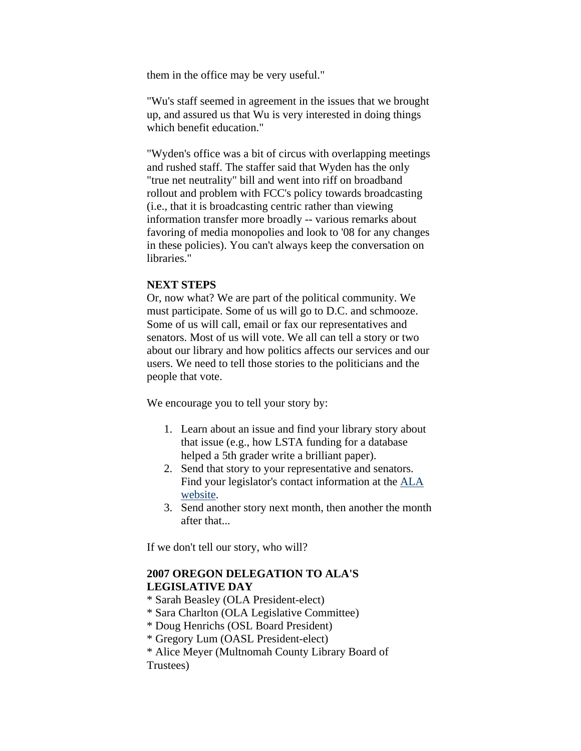them in the office may be very useful."

"Wu's staff seemed in agreement in the issues that we brought up, and assured us that Wu is very interested in doing things which benefit education."

"Wyden's office was a bit of circus with overlapping meetings and rushed staff. The staffer said that Wyden has the only "true net neutrality" bill and went into riff on broadband rollout and problem with FCC's policy towards broadcasting (i.e., that it is broadcasting centric rather than viewing information transfer more broadly -- various remarks about favoring of media monopolies and look to '08 for any changes in these policies). You can't always keep the conversation on libraries."

**NEXT STEPS**

Or, now what? We are part of the political community. We must participate. Some of us will go to D.C. and schmooze. Some of us will call, email or fax our representatives and senators. Most of us will vote. We all can tell a story or two about our library and how politics affects our services and our users. We need to tell those stories to the politicians and the people that vote.

We encourage you to tell your story by:

1. Learn about an issue and find your library story about that issue (e.g., how LSTA funding for a database helped a 5th grader write a brilliant paper).
2. Send that story to your representative and senators. Find your legislator's contact information at the ALA website.
3. Send another story next month, then another the month after that...

If we don't tell our story, who will?

**2007 OREGON DELEGATION TO ALA'S LEGISLATIVE DAY**

* Sarah Beasley (OLA President-elect)
* Sara Charlton (OLA Legislative Committee)
* Doug Henrichs (OSL Board President)
* Gregory Lum (OASL President-elect)
* Alice Meyer (Multnomah County Library Board of Trustees)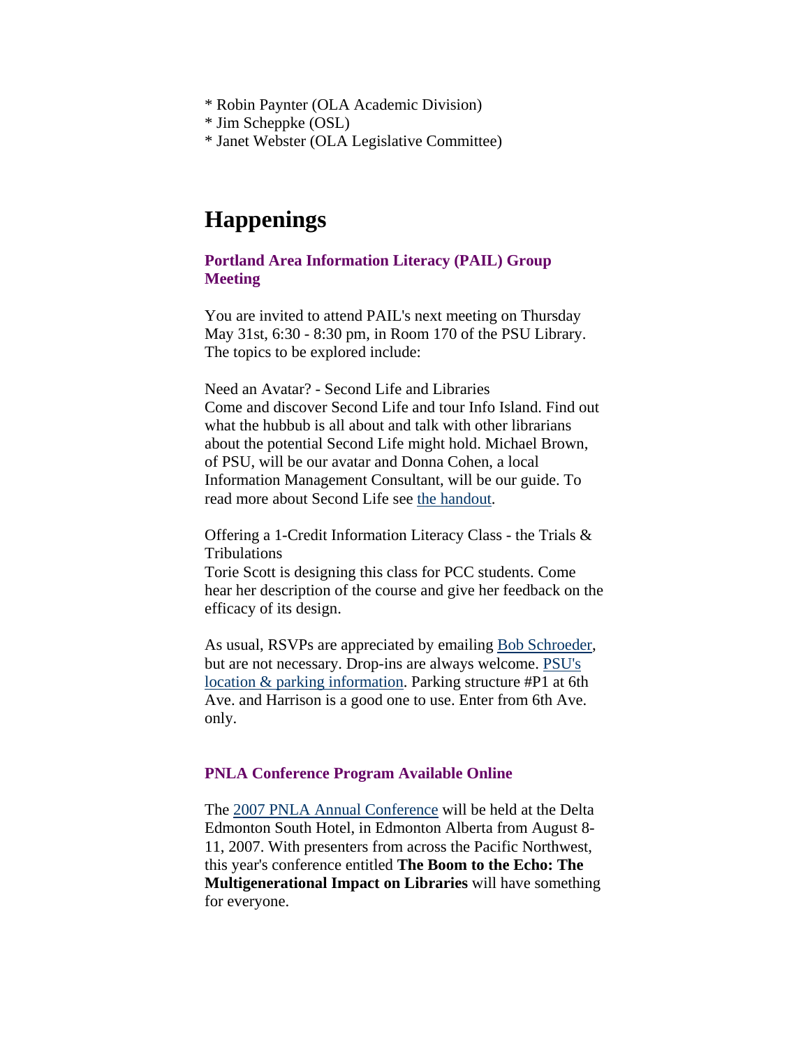* Robin Paynter (OLA Academic Division)
* Jim Scheppke (OSL)
* Janet Webster (OLA Legislative Committee)

## Happenings

### Portland Area Information Literacy (PAIL) Group Meeting

You are invited to attend PAIL's next meeting on Thursday May 31st, 6:30 - 8:30 pm, in Room 170 of the PSU Library. The topics to be explored include:

Need an Avatar? - Second Life and Libraries
Come and discover Second Life and tour Info Island. Find out what the hubbub is all about and talk with other librarians about the potential Second Life might hold. Michael Brown, of PSU, will be our avatar and Donna Cohen, a local Information Management Consultant, will be our guide. To read more about Second Life see the handout.

Offering a 1-Credit Information Literacy Class - the Trials & Tribulations
Torie Scott is designing this class for PCC students. Come hear her description of the course and give her feedback on the efficacy of its design.

As usual, RSVPs are appreciated by emailing Bob Schroeder, but are not necessary. Drop-ins are always welcome. PSU's location & parking information. Parking structure #P1 at 6th Ave. and Harrison is a good one to use. Enter from 6th Ave. only.

### PNLA Conference Program Available Online

The 2007 PNLA Annual Conference will be held at the Delta Edmonton South Hotel, in Edmonton Alberta from August 8-11, 2007. With presenters from across the Pacific Northwest, this year's conference entitled **The Boom to the Echo: The Multigenerational Impact on Libraries** will have something for everyone.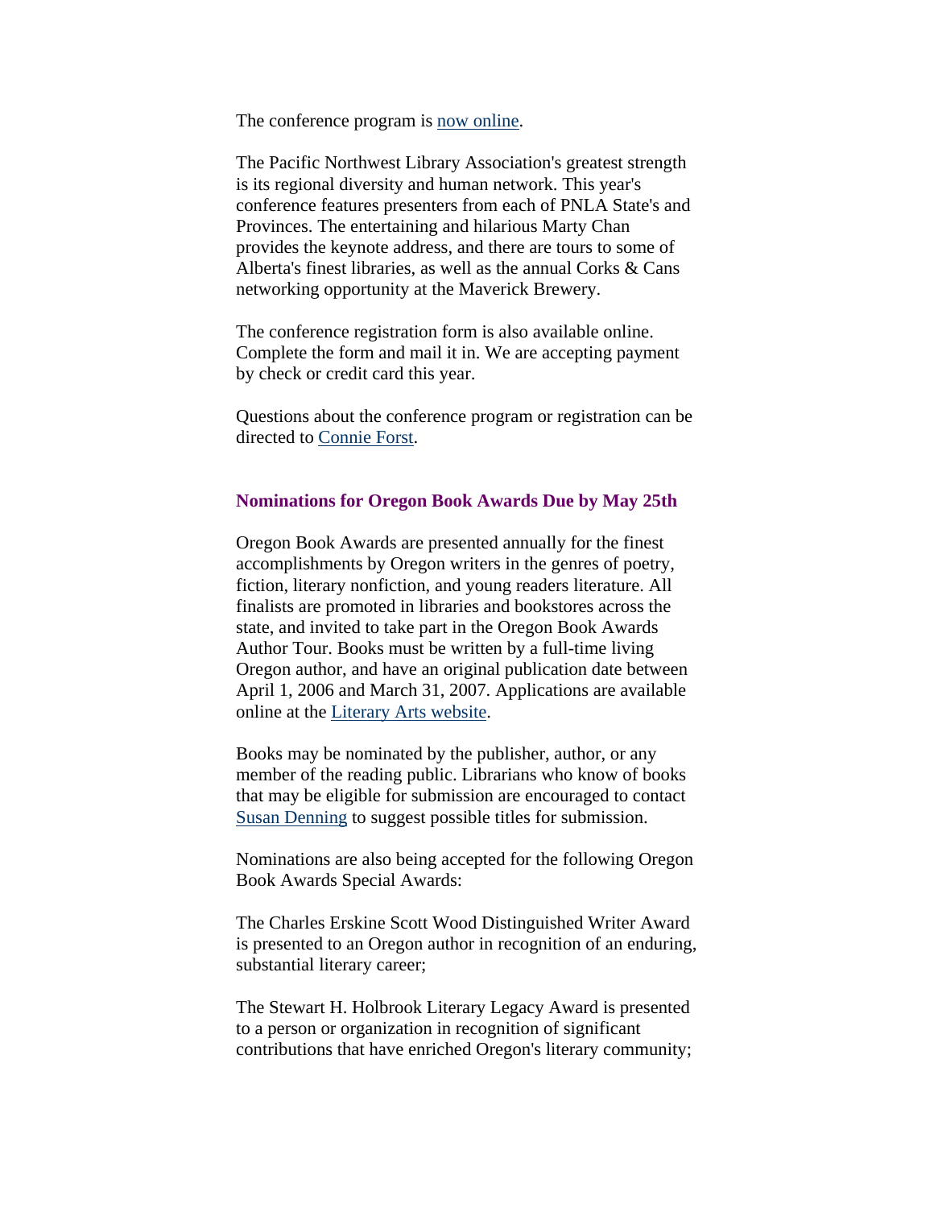The conference program is now online.

The Pacific Northwest Library Association's greatest strength is its regional diversity and human network. This year's conference features presenters from each of PNLA State's and Provinces. The entertaining and hilarious Marty Chan provides the keynote address, and there are tours to some of Alberta's finest libraries, as well as the annual Corks & Cans networking opportunity at the Maverick Brewery.

The conference registration form is also available online. Complete the form and mail it in. We are accepting payment by check or credit card this year.

Questions about the conference program or registration can be directed to Connie Forst.

### Nominations for Oregon Book Awards Due by May 25th

Oregon Book Awards are presented annually for the finest accomplishments by Oregon writers in the genres of poetry, fiction, literary nonfiction, and young readers literature. All finalists are promoted in libraries and bookstores across the state, and invited to take part in the Oregon Book Awards Author Tour. Books must be written by a full-time living Oregon author, and have an original publication date between April 1, 2006 and March 31, 2007. Applications are available online at the Literary Arts website.

Books may be nominated by the publisher, author, or any member of the reading public. Librarians who know of books that may be eligible for submission are encouraged to contact Susan Denning to suggest possible titles for submission.

Nominations are also being accepted for the following Oregon Book Awards Special Awards:

The Charles Erskine Scott Wood Distinguished Writer Award is presented to an Oregon author in recognition of an enduring, substantial literary career;

The Stewart H. Holbrook Literary Legacy Award is presented to a person or organization in recognition of significant contributions that have enriched Oregon's literary community;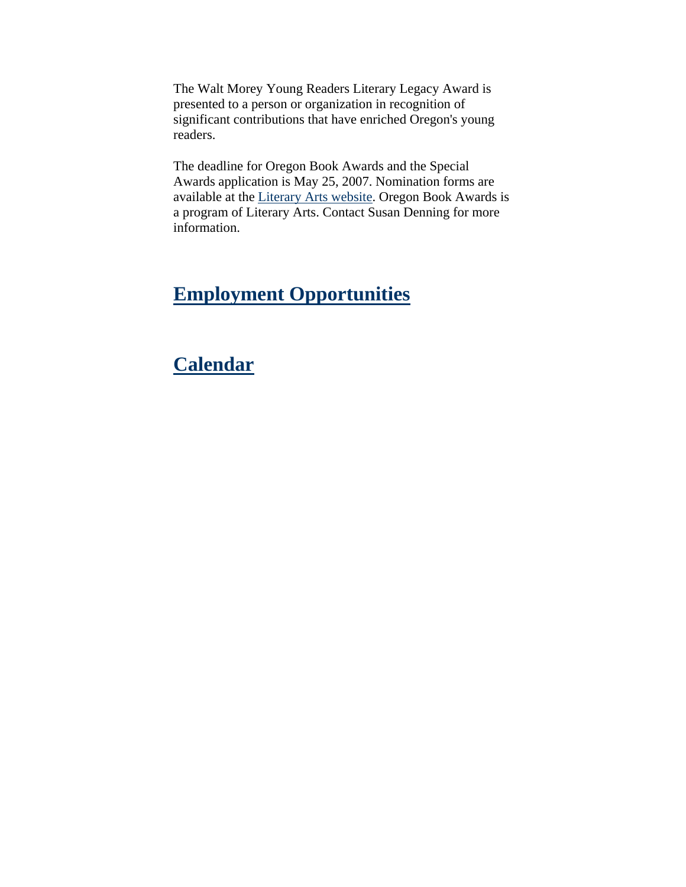The Walt Morey Young Readers Literary Legacy Award is presented to a person or organization in recognition of significant contributions that have enriched Oregon's young readers.

The deadline for Oregon Book Awards and the Special Awards application is May 25, 2007. Nomination forms are available at the Literary Arts website. Oregon Book Awards is a program of Literary Arts. Contact Susan Denning for more information.

## Employment Opportunities

## Calendar